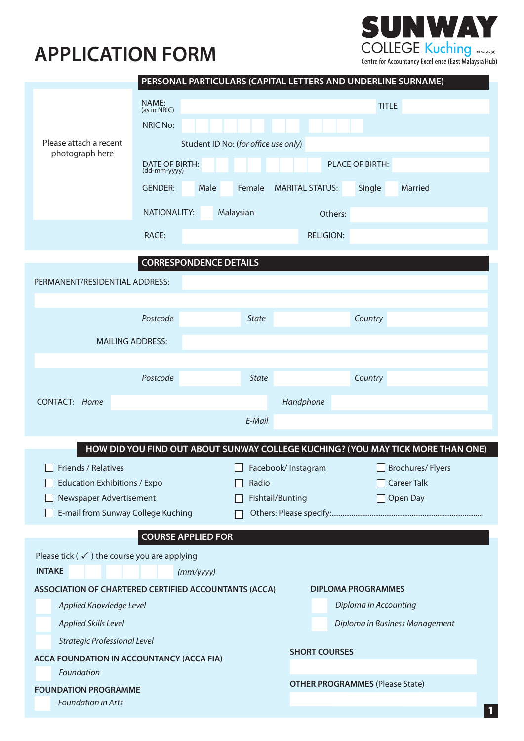# APPLICATION FORM

**SUNWAY**
COLLEGE Kuching DK265-02(Q)
Centre for Accountancy Excellence (East Malaysia Hub)

## PERSONAL PARTICULARS (CAPITAL LETTERS AND UNDERLINE SURNAME)

Please attach a recent photograph here

NAME: (as in NRIC) ______________________ TITLE ______

NRIC No: ______

Student ID No: (*for office use only*) ______

DATE OF BIRTH: (dd-mm-yyyy) ______ PLACE OF BIRTH: ______

GENDER: ☐ Male ☐ Female MARITAL STATUS: ☐ Single ☐ Married

NATIONALITY: ☐ Malaysian Others: ______

RACE: ______ RELIGION: ______

## CORRESPONDENCE DETAILS

PERMANENT/RESIDENTIAL ADDRESS: ______

*Postcode* ______ *State* ______ *Country* ______

MAILING ADDRESS: ______

*Postcode* ______ *State* ______ *Country* ______

CONTACT: *Home* ______ *Handphone* ______

*E-Mail* ______

## HOW DID YOU FIND OUT ABOUT SUNWAY COLLEGE KUCHING? (YOU MAY TICK MORE THAN ONE)

- ☐ Friends / Relatives
- ☐ Education Exhibitions / Expo
- ☐ Newspaper Advertisement
- ☐ E-mail from Sunway College Kuching
- ☐ Facebook/ Instagram
- ☐ Radio
- ☐ Fishtail/Bunting
- ☐ Others: Please specify:......................................................................................
- ☐ Brochures/ Flyers
- ☐ Career Talk
- ☐ Open Day

## COURSE APPLIED FOR

Please tick ( ✓ ) the course you are applying

**INTAKE** ______ *(mm/yyyy)*

**ASSOCIATION OF CHARTERED CERTIFIED ACCOUNTANTS (ACCA)**

- ☐ *Applied Knowledge Level*
- ☐ *Applied Skills Level*
- ☐ *Strategic Professional Level*

**ACCA FOUNDATION IN ACCOUNTANCY (ACCA FIA)**

- ☐ *Foundation*

**FOUNDATION PROGRAMME**

- ☐ *Foundation in Arts*

**DIPLOMA PROGRAMMES**

- ☐ *Diploma in Accounting*
- ☐ *Diploma in Business Management*

**SHORT COURSES**

______

**OTHER PROGRAMMES** (Please State)

______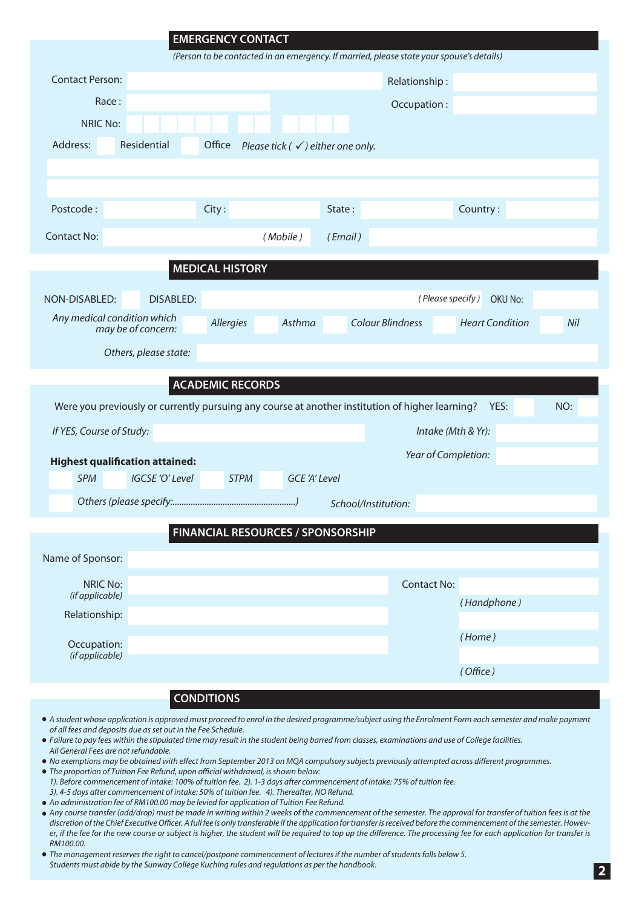## EMERGENCY CONTACT

*(Person to be contacted in an emergency. If married, please state your spouse's details)*

Contact Person: ______ Relationship : ______

Race : ______ Occupation : ______

NRIC No: ______

Address: ☐ Residential ☐ Office *Please tick ( ✓ ) either one only.*

______

______

Postcode : ______ City : ______ State : ______ Country : ______

Contact No: ______ *( Mobile )* *( Email )* ______

## MEDICAL HISTORY

NON-DISABLED: ☐ DISABLED: ______ *( Please specify )* OKU No: ______

*Any medical condition which may be of concern:* ☐ *Allergies* ☐ *Asthma* ☐ *Colour Blindness* ☐ *Heart Condition* ☐ *Nil*

*Others, please state:* ______

## ACADEMIC RECORDS

Were you previously or currently pursuing any course at another institution of higher learning? YES: ☐ NO: ☐

*If YES, Course of Study:* ______ *Intake (Mth & Yr):* ______

*Year of Completion:* ______

**Highest qualification attained:**

☐ *SPM* ☐ *IGCSE 'O' Level* ☐ *STPM* ☐ *GCE 'A' Level*

☐ *Others (please specify:.....................................................)* *School/Institution:* ______

## FINANCIAL RESOURCES / SPONSORSHIP

Name of Sponsor: ______

NRIC No: *(if applicable)* ______ Contact No: ______ *( Handphone )*

Relationship: ______ ______ *( Home )*

Occupation: *(if applicable)* ______ ______ *( Office )*

## CONDITIONS

- *A student whose application is approved must proceed to enrol in the desired programme/subject using the Enrolment Form each semester and make payment of all fees and deposits due as set out in the Fee Schedule.*
- *Failure to pay fees within the stipulated time may result in the student being barred from classes, examinations and use of College facilities. All General Fees are not refundable.*
- *No exemptions may be obtained with effect from September 2013 on MQA compulsory subjects previously attempted across different programmes.*
- *The proportion of Tuition Fee Refund, upon official withdrawal, is shown below:*
  *1). Before commencement of intake: 100% of tuition fee. 2). 1-3 days after commencement of intake: 75% of tuition fee.*
  *3). 4-5 days after commencement of intake: 50% of tuition fee. 4). Thereafter, NO Refund.*
- *An administration fee of RM100.00 may be levied for application of Tuition Fee Refund.*
- *Any course transfer (add/drop) must be made in writing within 2 weeks of the commencement of the semester. The approval for transfer of tuition fees is at the discretion of the Chief Executive Officer. A full fee is only transferable if the application for transfer is received before the commencement of the semester. However, if the fee for the new course or subject is higher, the student will be required to top up the difference. The processing fee for each application for transfer is RM100.00.*
- *The management reserves the right to cancel/postpone commencement of lectures if the number of students falls below 5. Students must abide by the Sunway College Kuching rules and regulations as per the handbook.*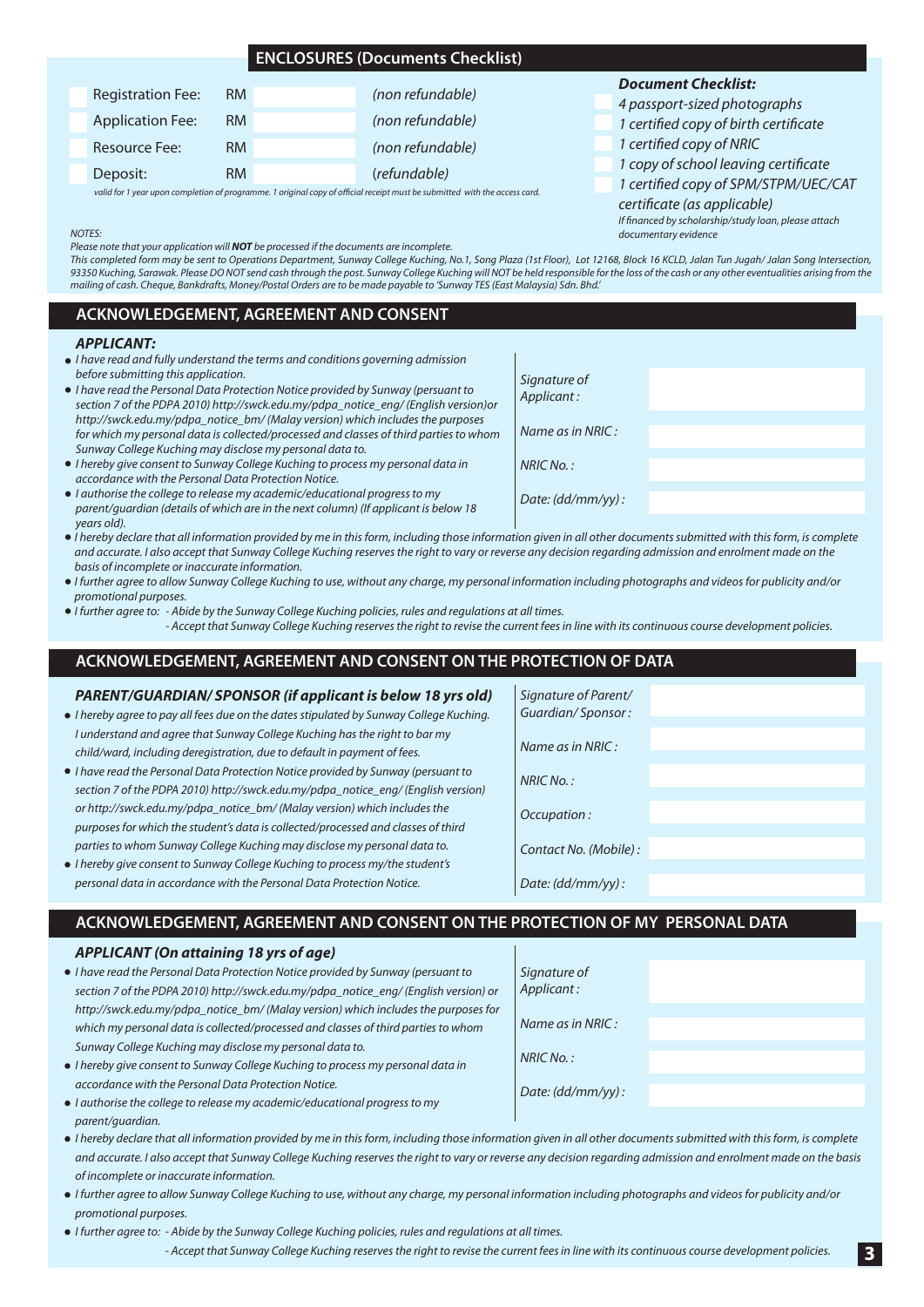## ENCLOSURES (Documents Checklist)

| | | | |
|---|---|---|---|
| Registration Fee: | RM | | *(non refundable)* |
| Application Fee: | RM | | *(non refundable)* |
| Resource Fee: | RM | | *(non refundable)* |
| Deposit: | RM | | (*refundable*) |

*valid for 1 year upon completion of programme. 1 original copy of official receipt must be submitted with the access card.*

***Document Checklist:***

- *4 passport-sized photographs*
- *1 certified copy of birth certificate*
- *1 certified copy of NRIC*
- *1 copy of school leaving certificate*
- *1 certified copy of SPM/STPM/UEC/CAT certificate (as applicable)*

*If financed by scholarship/study loan, please attach documentary evidence*

*NOTES:*

*Please note that your application will **NOT** be processed if the documents are incomplete.*

*This completed form may be sent to Operations Department, Sunway College Kuching, No.1, Song Plaza (1st Floor), Lot 12168, Block 16 KCLD, Jalan Tun Jugah/ Jalan Song Intersection, 93350 Kuching, Sarawak. Please DO NOT send cash through the post. Sunway College Kuching will NOT be held responsible for the loss of the cash or any other eventualities arising from the mailing of cash. Cheque, Bankdrafts, Money/Postal Orders are to be made payable to 'Sunway TES (East Malaysia) Sdn. Bhd.'*

## ACKNOWLEDGEMENT, AGREEMENT AND CONSENT

***APPLICANT:***

- *I have read and fully understand the terms and conditions governing admission before submitting this application.*
- *I have read the Personal Data Protection Notice provided by Sunway (persuant to section 7 of the PDPA 2010) http://swck.edu.my/pdpa_notice_eng/ (English version)or http://swck.edu.my/pdpa_notice_bm/ (Malay version) which includes the purposes for which my personal data is collected/processed and classes of third parties to whom Sunway College Kuching may disclose my personal data to.*
- *I hereby give consent to Sunway College Kuching to process my personal data in accordance with the Personal Data Protection Notice.*
- *I authorise the college to release my academic/educational progress to my parent/guardian (details of which are in the next column) (If applicant is below 18 years old).*

| | |
|---|---|
| *Signature of Applicant :* | |
| *Name as in NRIC :* | |
| *NRIC No. :* | |
| *Date: (dd/mm/yy) :* | |

- *I hereby declare that all information provided by me in this form, including those information given in all other documents submitted with this form, is complete and accurate. I also accept that Sunway College Kuching reserves the right to vary or reverse any decision regarding admission and enrolment made on the basis of incomplete or inaccurate information.*
- *I further agree to allow Sunway College Kuching to use, without any charge, my personal information including photographs and videos for publicity and/or promotional purposes.*
- *I further agree to: - Abide by the Sunway College Kuching policies, rules and regulations at all times.*
  *- Accept that Sunway College Kuching reserves the right to revise the current fees in line with its continuous course development policies.*

## ACKNOWLEDGEMENT, AGREEMENT AND CONSENT ON THE PROTECTION OF DATA

***PARENT/GUARDIAN/ SPONSOR (if applicant is below 18 yrs old)***

- *I hereby agree to pay all fees due on the dates stipulated by Sunway College Kuching. I understand and agree that Sunway College Kuching has the right to bar my child/ward, including deregistration, due to default in payment of fees.*
- *I have read the Personal Data Protection Notice provided by Sunway (persuant to section 7 of the PDPA 2010) http://swck.edu.my/pdpa_notice_eng/ (English version) or http://swck.edu.my/pdpa_notice_bm/ (Malay version) which includes the purposes for which the student's data is collected/processed and classes of third parties to whom Sunway College Kuching may disclose my personal data to.*
- *I hereby give consent to Sunway College Kuching to process my/the student's personal data in accordance with the Personal Data Protection Notice.*

| | |
|---|---|
| *Signature of Parent/ Guardian/ Sponsor :* | |
| *Name as in NRIC :* | |
| *NRIC No. :* | |
| *Occupation :* | |
| *Contact No. (Mobile) :* | |
| *Date: (dd/mm/yy) :* | |

## ACKNOWLEDGEMENT, AGREEMENT AND CONSENT ON THE PROTECTION OF MY PERSONAL DATA

***APPLICANT (On attaining 18 yrs of age)***

- *I have read the Personal Data Protection Notice provided by Sunway (persuant to section 7 of the PDPA 2010) http://swck.edu.my/pdpa_notice_eng/ (English version) or http://swck.edu.my/pdpa_notice_bm/ (Malay version) which includes the purposes for which my personal data is collected/processed and classes of third parties to whom Sunway College Kuching may disclose my personal data to.*
- *I hereby give consent to Sunway College Kuching to process my personal data in accordance with the Personal Data Protection Notice.*
- *I authorise the college to release my academic/educational progress to my parent/guardian.*

| | |
|---|---|
| *Signature of Applicant :* | |
| *Name as in NRIC :* | |
| *NRIC No. :* | |
| *Date: (dd/mm/yy) :* | |

- *I hereby declare that all information provided by me in this form, including those information given in all other documents submitted with this form, is complete and accurate. I also accept that Sunway College Kuching reserves the right to vary or reverse any decision regarding admission and enrolment made on the basis of incomplete or inaccurate information.*
- *I further agree to allow Sunway College Kuching to use, without any charge, my personal information including photographs and videos for publicity and/or promotional purposes.*
- *I further agree to: - Abide by the Sunway College Kuching policies, rules and regulations at all times.*
  *- Accept that Sunway College Kuching reserves the right to revise the current fees in line with its continuous course development policies.*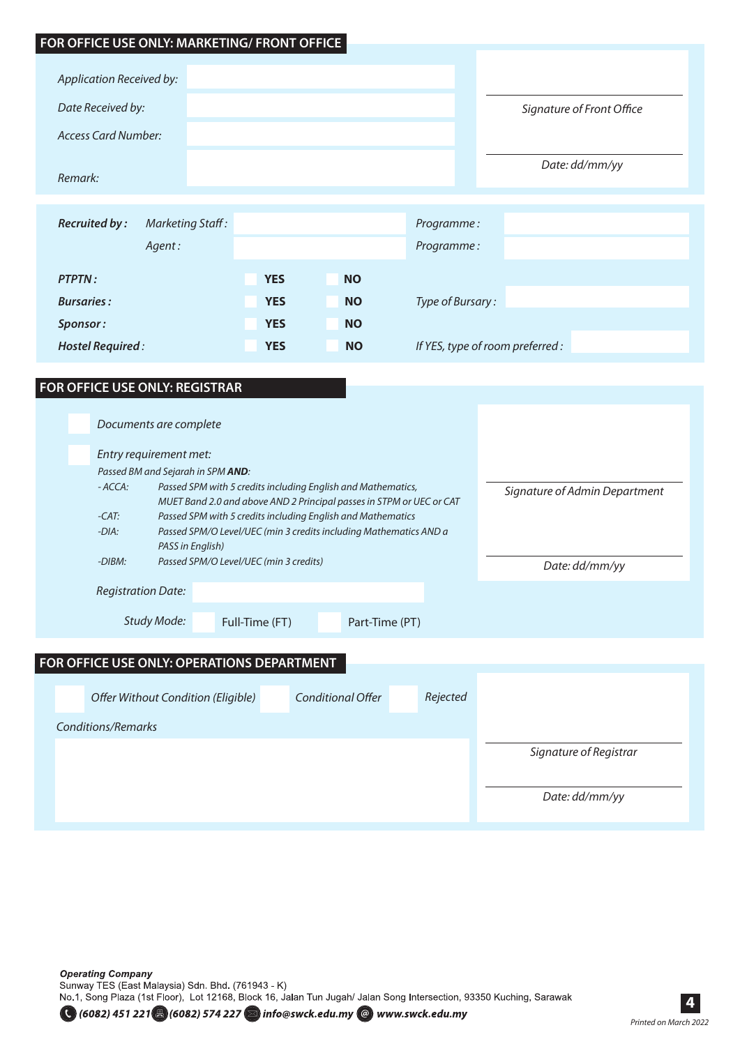## FOR OFFICE USE ONLY: MARKETING/ FRONT OFFICE

*Application Received by:*

*Date Received by:*

*Access Card Number:*

*Remark:*

*Signature of Front Office*

*Date: dd/mm/yy*

| | | | | |
|---|---|---|---|---|
| ***Recruited by :*** | *Marketing Staff :* | | *Programme :* | |
| | *Agent :* | | *Programme :* | |
| ***PTPTN :*** | | **YES** | **NO** | |
| ***Bursaries :*** | | **YES** | **NO** | *Type of Bursary :* |
| ***Sponsor :*** | | **YES** | **NO** | |
| ***Hostel Required :*** | | **YES** | **NO** | *If YES, type of room preferred :* |

## FOR OFFICE USE ONLY: REGISTRAR

*Documents are complete*

*Entry requirement met:*

*Passed BM and Sejarah in SPM **AND**:*

- *-ACCA: Passed SPM with 5 credits including English and Mathematics, MUET Band 2.0 and above AND 2 Principal passes in STPM or UEC or CAT*
- *-CAT: Passed SPM with 5 credits including English and Mathematics*
- *-DIA: Passed SPM/O Level/UEC (min 3 credits including Mathematics AND a PASS in English)*
- *-DIBM: Passed SPM/O Level/UEC (min 3 credits)*

*Registration Date:*

*Study Mode:* Full-Time (FT) Part-Time (PT)

*Signature of Admin Department*

*Date: dd/mm/yy*

## FOR OFFICE USE ONLY: OPERATIONS DEPARTMENT

*Offer Without Condition (Eligible)* *Conditional Offer* *Rejected*

*Conditions/Remarks*

*Signature of Registrar*

*Date: dd/mm/yy*

***Operating Company***
Sunway TES (East Malaysia) Sdn. Bhd. (761943 - K)
No.1, Song Plaza (1st Floor), Lot 12168, Block 16, Jalan Tun Jugah/ Jalan Song Intersection, 93350 Kuching, Sarawak
***(6082) 451 221*** ***(6082) 574 227*** ***info@swck.edu.my*** ***www.swck.edu.my***

*Printed on March 2022*